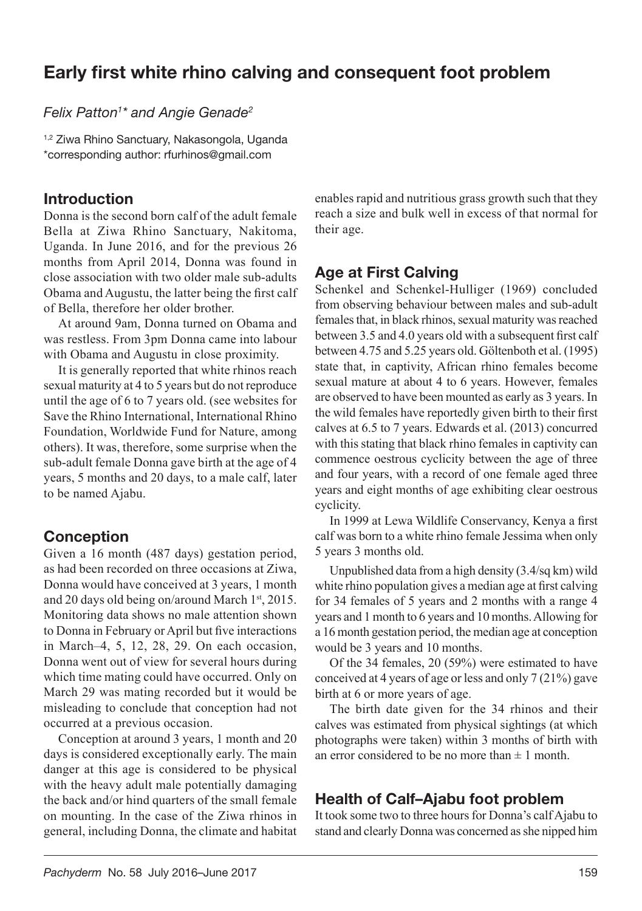# Early first white rhino calving and consequent foot problem

*Felix Patton[1]\* and Angie Genade[2]*

[1,2] Ziwa Rhino Sanctuary, Nakasongola, Uganda
*corresponding author: rfurhinos@gmail.com

## Introduction

Donna is the second born calf of the adult female Bella at Ziwa Rhino Sanctuary, Nakitoma, Uganda. In June 2016, and for the previous 26 months from April 2014, Donna was found in close association with two older male sub-adults Obama and Augustu, the latter being the first calf of Bella, therefore her older brother.

At around 9am, Donna turned on Obama and was restless. From 3pm Donna came into labour with Obama and Augustu in close proximity.

It is generally reported that white rhinos reach sexual maturity at 4 to 5 years but do not reproduce until the age of 6 to 7 years old. (see websites for Save the Rhino International, International Rhino Foundation, Worldwide Fund for Nature, among others). It was, therefore, some surprise when the sub-adult female Donna gave birth at the age of 4 years, 5 months and 20 days, to a male calf, later to be named Ajabu.

## Conception

Given a 16 month (487 days) gestation period, as had been recorded on three occasions at Ziwa, Donna would have conceived at 3 years, 1 month and 20 days old being on/around March 1st, 2015. Monitoring data shows no male attention shown to Donna in February or April but five interactions in March–4, 5, 12, 28, 29. On each occasion, Donna went out of view for several hours during which time mating could have occurred. Only on March 29 was mating recorded but it would be misleading to conclude that conception had not occurred at a previous occasion.

Conception at around 3 years, 1 month and 20 days is considered exceptionally early. The main danger at this age is considered to be physical with the heavy adult male potentially damaging the back and/or hind quarters of the small female on mounting. In the case of the Ziwa rhinos in general, including Donna, the climate and habitat enables rapid and nutritious grass growth such that they reach a size and bulk well in excess of that normal for their age.

## Age at First Calving

Schenkel and Schenkel-Hulliger (1969) concluded from observing behaviour between males and sub-adult females that, in black rhinos, sexual maturity was reached between 3.5 and 4.0 years old with a subsequent first calf between 4.75 and 5.25 years old. Göltenboth et al. (1995) state that, in captivity, African rhino females become sexual mature at about 4 to 6 years. However, females are observed to have been mounted as early as 3 years. In the wild females have reportedly given birth to their first calves at 6.5 to 7 years. Edwards et al. (2013) concurred with this stating that black rhino females in captivity can commence oestrous cyclicity between the age of three and four years, with a record of one female aged three years and eight months of age exhibiting clear oestrous cyclicity.

In 1999 at Lewa Wildlife Conservancy, Kenya a first calf was born to a white rhino female Jessima when only 5 years 3 months old.

Unpublished data from a high density (3.4/sq km) wild white rhino population gives a median age at first calving for 34 females of 5 years and 2 months with a range 4 years and 1 month to 6 years and 10 months. Allowing for a 16 month gestation period, the median age at conception would be 3 years and 10 months.

Of the 34 females, 20 (59%) were estimated to have conceived at 4 years of age or less and only 7 (21%) gave birth at 6 or more years of age.

The birth date given for the 34 rhinos and their calves was estimated from physical sightings (at which photographs were taken) within 3 months of birth with an error considered to be no more than ± 1 month.

## Health of Calf–Ajabu foot problem

It took some two to three hours for Donna's calf Ajabu to stand and clearly Donna was concerned as she nipped him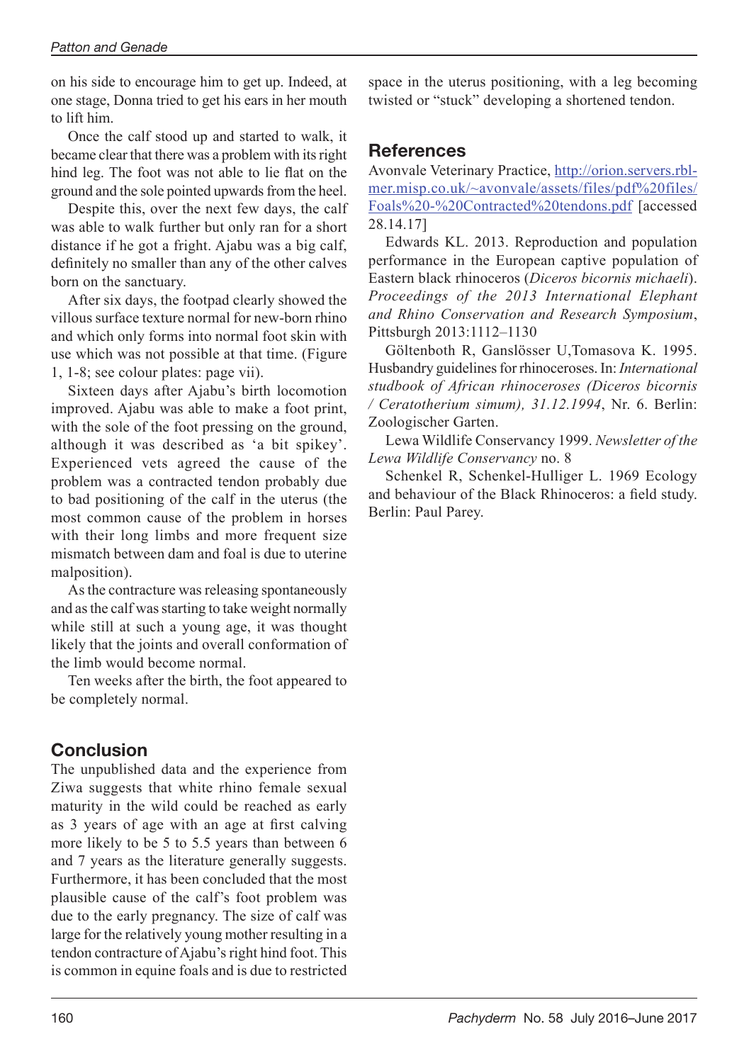on his side to encourage him to get up. Indeed, at one stage, Donna tried to get his ears in her mouth to lift him.

Once the calf stood up and started to walk, it became clear that there was a problem with its right hind leg. The foot was not able to lie flat on the ground and the sole pointed upwards from the heel.

Despite this, over the next few days, the calf was able to walk further but only ran for a short distance if he got a fright. Ajabu was a big calf, definitely no smaller than any of the other calves born on the sanctuary.

After six days, the footpad clearly showed the villous surface texture normal for new-born rhino and which only forms into normal foot skin with use which was not possible at that time. (Figure 1, 1-8; see colour plates: page vii).

Sixteen days after Ajabu's birth locomotion improved. Ajabu was able to make a foot print, with the sole of the foot pressing on the ground, although it was described as 'a bit spikey'. Experienced vets agreed the cause of the problem was a contracted tendon probably due to bad positioning of the calf in the uterus (the most common cause of the problem in horses with their long limbs and more frequent size mismatch between dam and foal is due to uterine malposition).

As the contracture was releasing spontaneously and as the calf was starting to take weight normally while still at such a young age, it was thought likely that the joints and overall conformation of the limb would become normal.

Ten weeks after the birth, the foot appeared to be completely normal.

## Conclusion

The unpublished data and the experience from Ziwa suggests that white rhino female sexual maturity in the wild could be reached as early as 3 years of age with an age at first calving more likely to be 5 to 5.5 years than between 6 and 7 years as the literature generally suggests. Furthermore, it has been concluded that the most plausible cause of the calf's foot problem was due to the early pregnancy. The size of calf was large for the relatively young mother resulting in a tendon contracture of Ajabu's right hind foot. This is common in equine foals and is due to restricted space in the uterus positioning, with a leg becoming twisted or "stuck" developing a shortened tendon.

## References

Avonvale Veterinary Practice, http://orion.servers.rblmer.misp.co.uk/~avonvale/assets/files/pdf%20files/Foals%20-%20Contracted%20tendons.pdf [accessed 28.14.17]

Edwards KL. 2013. Reproduction and population performance in the European captive population of Eastern black rhinoceros (*Diceros bicornis michaeli*). *Proceedings of the 2013 International Elephant and Rhino Conservation and Research Symposium*, Pittsburgh 2013:1112–1130

Göltenboth R, Ganslösser U,Tomasova K. 1995. Husbandry guidelines for rhinoceroses. In: *International studbook of African rhinoceroses (Diceros bicornis / Ceratotherium simum), 31.12.1994*, Nr. 6. Berlin: Zoologischer Garten.

Lewa Wildlife Conservancy 1999. *Newsletter of the Lewa Wildlife Conservancy* no. 8

Schenkel R, Schenkel-Hulliger L. 1969 Ecology and behaviour of the Black Rhinoceros: a field study. Berlin: Paul Parey.